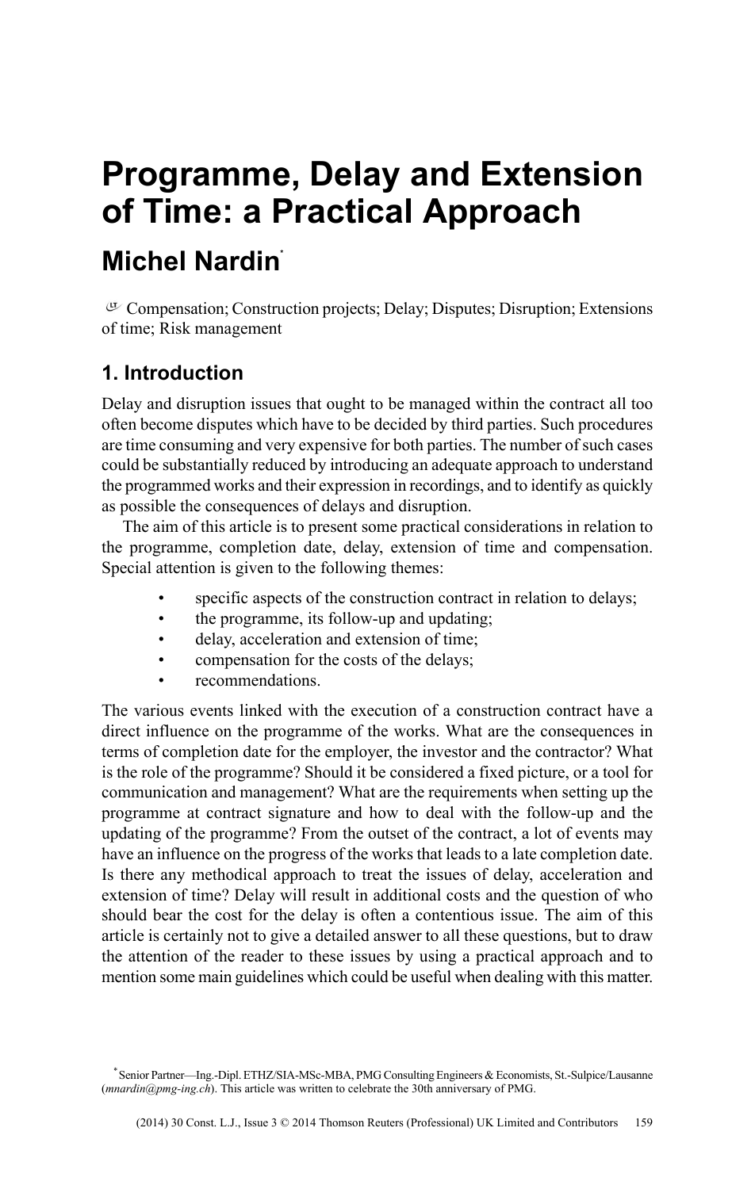# Programme, Delay and Extension of Time: a Practical Approach

## Michel Nardin[*]

Compensation; Construction projects; Delay; Disputes; Disruption; Extensions of time; Risk management

## 1. Introduction

Delay and disruption issues that ought to be managed within the contract all too often become disputes which have to be decided by third parties. Such procedures are time consuming and very expensive for both parties. The number of such cases could be substantially reduced by introducing an adequate approach to understand the programmed works and their expression in recordings, and to identify as quickly as possible the consequences of delays and disruption.

The aim of this article is to present some practical considerations in relation to the programme, completion date, delay, extension of time and compensation. Special attention is given to the following themes:

- specific aspects of the construction contract in relation to delays;
- the programme, its follow-up and updating;
- delay, acceleration and extension of time;
- compensation for the costs of the delays;
- recommendations.

The various events linked with the execution of a construction contract have a direct influence on the programme of the works. What are the consequences in terms of completion date for the employer, the investor and the contractor? What is the role of the programme? Should it be considered a fixed picture, or a tool for communication and management? What are the requirements when setting up the programme at contract signature and how to deal with the follow-up and the updating of the programme? From the outset of the contract, a lot of events may have an influence on the progress of the works that leads to a late completion date. Is there any methodical approach to treat the issues of delay, acceleration and extension of time? Delay will result in additional costs and the question of who should bear the cost for the delay is often a contentious issue. The aim of this article is certainly not to give a detailed answer to all these questions, but to draw the attention of the reader to these issues by using a practical approach and to mention some main guidelines which could be useful when dealing with this matter.

[*] Senior Partner—Ing.-Dipl. ETHZ/SIA-MSc-MBA, PMG Consulting Engineers & Economists, St.-Sulpice/Lausanne (*mnardin@pmg-ing.ch*). This article was written to celebrate the 30th anniversary of PMG.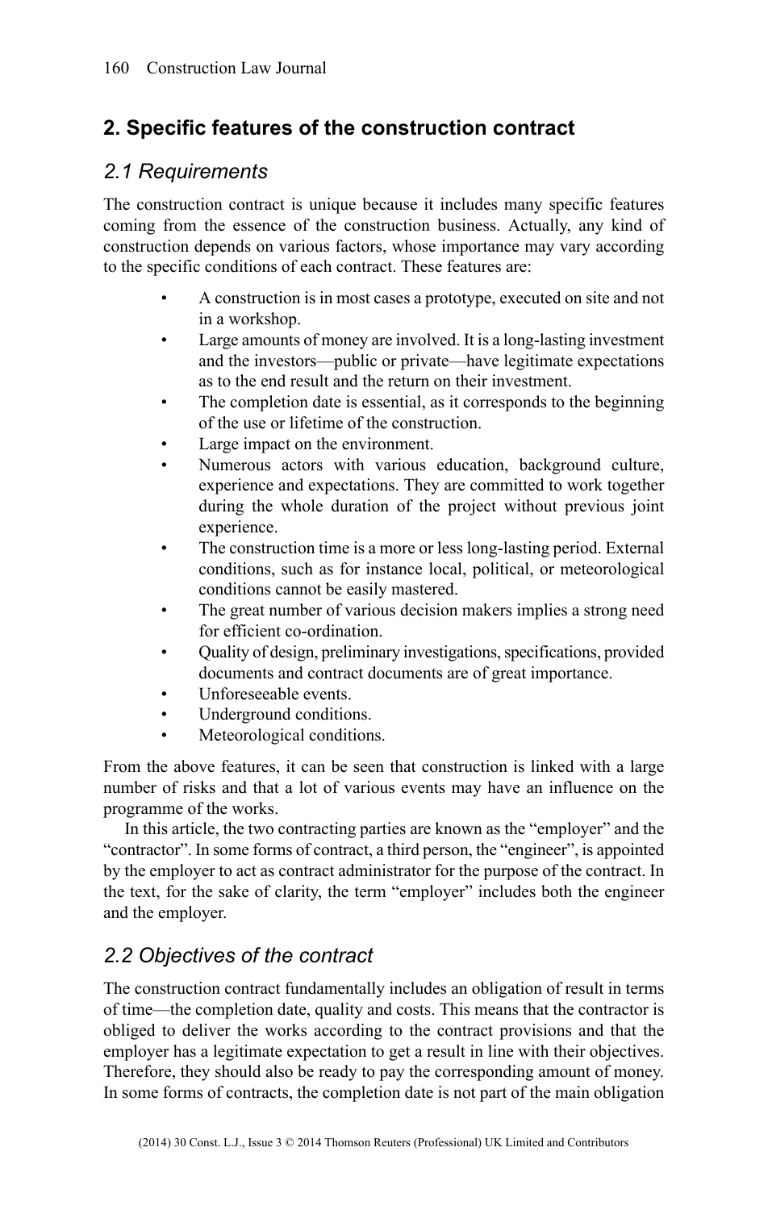## 2. Specific features of the construction contract

### *2.1 Requirements*

The construction contract is unique because it includes many specific features coming from the essence of the construction business. Actually, any kind of construction depends on various factors, whose importance may vary according to the specific conditions of each contract. These features are:

- A construction is in most cases a prototype, executed on site and not in a workshop.
- Large amounts of money are involved. It is a long-lasting investment and the investors—public or private—have legitimate expectations as to the end result and the return on their investment.
- The completion date is essential, as it corresponds to the beginning of the use or lifetime of the construction.
- Large impact on the environment.
- Numerous actors with various education, background culture, experience and expectations. They are committed to work together during the whole duration of the project without previous joint experience.
- The construction time is a more or less long-lasting period. External conditions, such as for instance local, political, or meteorological conditions cannot be easily mastered.
- The great number of various decision makers implies a strong need for efficient co-ordination.
- Quality of design, preliminary investigations, specifications, provided documents and contract documents are of great importance.
- Unforeseeable events.
- Underground conditions.
- Meteorological conditions.

From the above features, it can be seen that construction is linked with a large number of risks and that a lot of various events may have an influence on the programme of the works.

In this article, the two contracting parties are known as the "employer" and the "contractor". In some forms of contract, a third person, the "engineer", is appointed by the employer to act as contract administrator for the purpose of the contract. In the text, for the sake of clarity, the term "employer" includes both the engineer and the employer.

### *2.2 Objectives of the contract*

The construction contract fundamentally includes an obligation of result in terms of time—the completion date, quality and costs. This means that the contractor is obliged to deliver the works according to the contract provisions and that the employer has a legitimate expectation to get a result in line with their objectives. Therefore, they should also be ready to pay the corresponding amount of money. In some forms of contracts, the completion date is not part of the main obligation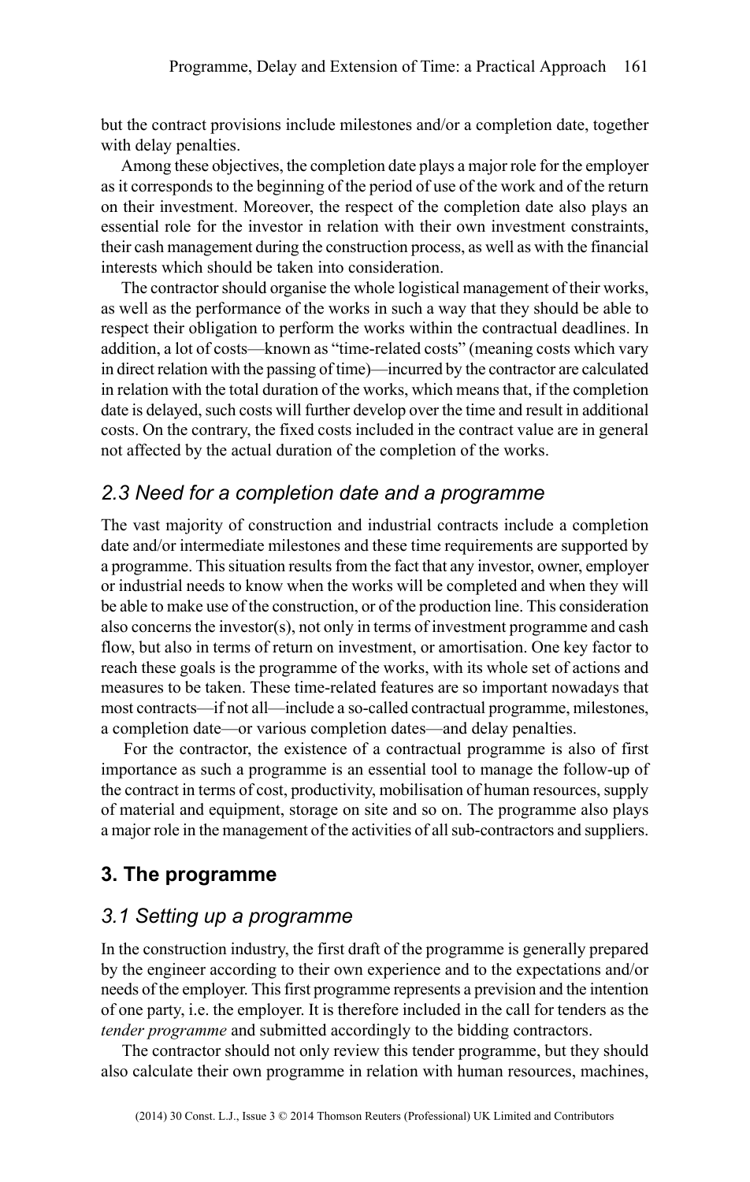but the contract provisions include milestones and/or a completion date, together with delay penalties.

Among these objectives, the completion date plays a major role for the employer as it corresponds to the beginning of the period of use of the work and of the return on their investment. Moreover, the respect of the completion date also plays an essential role for the investor in relation with their own investment constraints, their cash management during the construction process, as well as with the financial interests which should be taken into consideration.

The contractor should organise the whole logistical management of their works, as well as the performance of the works in such a way that they should be able to respect their obligation to perform the works within the contractual deadlines. In addition, a lot of costs—known as "time-related costs" (meaning costs which vary in direct relation with the passing of time)—incurred by the contractor are calculated in relation with the total duration of the works, which means that, if the completion date is delayed, such costs will further develop over the time and result in additional costs. On the contrary, the fixed costs included in the contract value are in general not affected by the actual duration of the completion of the works.

### *2.3 Need for a completion date and a programme*

The vast majority of construction and industrial contracts include a completion date and/or intermediate milestones and these time requirements are supported by a programme. This situation results from the fact that any investor, owner, employer or industrial needs to know when the works will be completed and when they will be able to make use of the construction, or of the production line. This consideration also concerns the investor(s), not only in terms of investment programme and cash flow, but also in terms of return on investment, or amortisation. One key factor to reach these goals is the programme of the works, with its whole set of actions and measures to be taken. These time-related features are so important nowadays that most contracts—if not all—include a so-called contractual programme, milestones, a completion date—or various completion dates—and delay penalties.

For the contractor, the existence of a contractual programme is also of first importance as such a programme is an essential tool to manage the follow-up of the contract in terms of cost, productivity, mobilisation of human resources, supply of material and equipment, storage on site and so on. The programme also plays a major role in the management of the activities of all sub-contractors and suppliers.

## 3. The programme

### *3.1 Setting up a programme*

In the construction industry, the first draft of the programme is generally prepared by the engineer according to their own experience and to the expectations and/or needs of the employer. This first programme represents a prevision and the intention of one party, i.e. the employer. It is therefore included in the call for tenders as the *tender programme* and submitted accordingly to the bidding contractors.

The contractor should not only review this tender programme, but they should also calculate their own programme in relation with human resources, machines,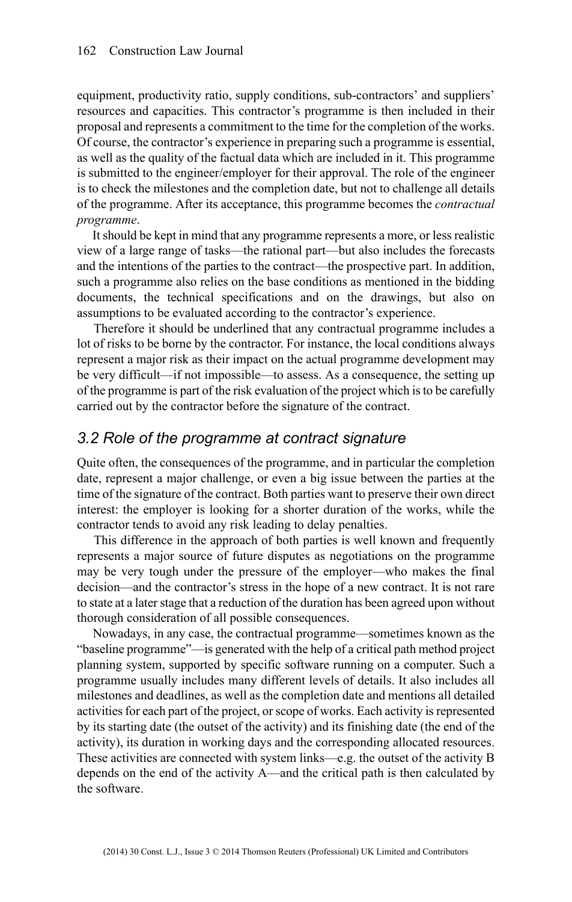equipment, productivity ratio, supply conditions, sub-contractors' and suppliers' resources and capacities. This contractor's programme is then included in their proposal and represents a commitment to the time for the completion of the works. Of course, the contractor's experience in preparing such a programme is essential, as well as the quality of the factual data which are included in it. This programme is submitted to the engineer/employer for their approval. The role of the engineer is to check the milestones and the completion date, but not to challenge all details of the programme. After its acceptance, this programme becomes the *contractual programme*.

It should be kept in mind that any programme represents a more, or less realistic view of a large range of tasks—the rational part—but also includes the forecasts and the intentions of the parties to the contract—the prospective part. In addition, such a programme also relies on the base conditions as mentioned in the bidding documents, the technical specifications and on the drawings, but also on assumptions to be evaluated according to the contractor's experience.

Therefore it should be underlined that any contractual programme includes a lot of risks to be borne by the contractor. For instance, the local conditions always represent a major risk as their impact on the actual programme development may be very difficult—if not impossible—to assess. As a consequence, the setting up of the programme is part of the risk evaluation of the project which is to be carefully carried out by the contractor before the signature of the contract.

## *3.2 Role of the programme at contract signature*

Quite often, the consequences of the programme, and in particular the completion date, represent a major challenge, or even a big issue between the parties at the time of the signature of the contract. Both parties want to preserve their own direct interest: the employer is looking for a shorter duration of the works, while the contractor tends to avoid any risk leading to delay penalties.

This difference in the approach of both parties is well known and frequently represents a major source of future disputes as negotiations on the programme may be very tough under the pressure of the employer—who makes the final decision—and the contractor's stress in the hope of a new contract. It is not rare to state at a later stage that a reduction of the duration has been agreed upon without thorough consideration of all possible consequences.

Nowadays, in any case, the contractual programme—sometimes known as the "baseline programme"—is generated with the help of a critical path method project planning system, supported by specific software running on a computer. Such a programme usually includes many different levels of details. It also includes all milestones and deadlines, as well as the completion date and mentions all detailed activities for each part of the project, or scope of works. Each activity is represented by its starting date (the outset of the activity) and its finishing date (the end of the activity), its duration in working days and the corresponding allocated resources. These activities are connected with system links—e.g. the outset of the activity B depends on the end of the activity A—and the critical path is then calculated by the software.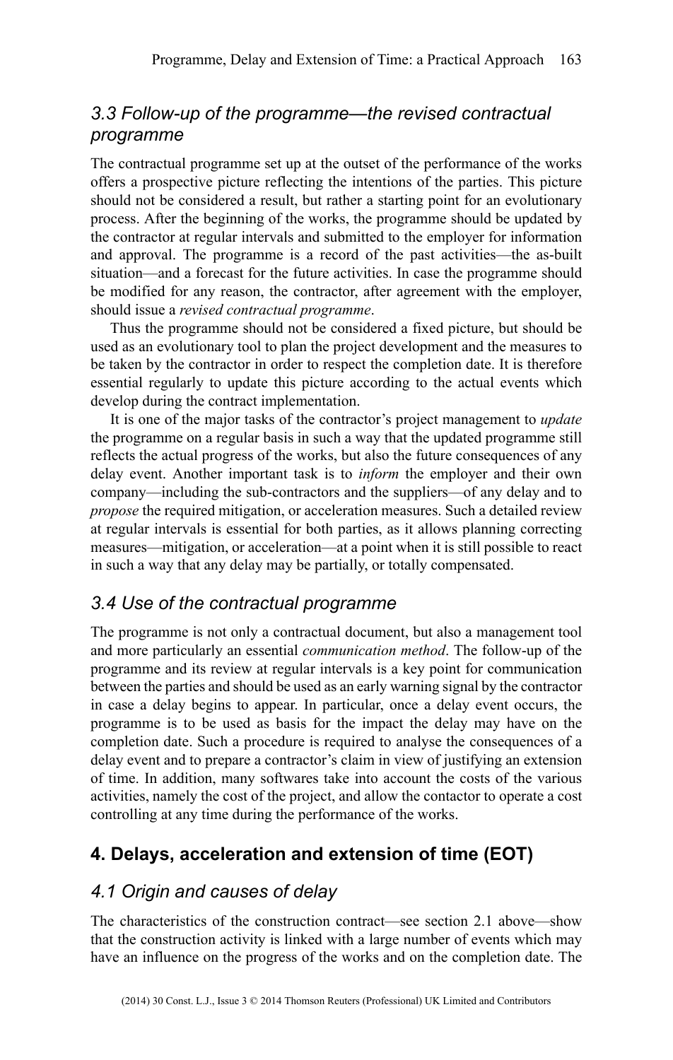### *3.3 Follow-up of the programme—the revised contractual programme*

The contractual programme set up at the outset of the performance of the works offers a prospective picture reflecting the intentions of the parties. This picture should not be considered a result, but rather a starting point for an evolutionary process. After the beginning of the works, the programme should be updated by the contractor at regular intervals and submitted to the employer for information and approval. The programme is a record of the past activities—the as-built situation—and a forecast for the future activities. In case the programme should be modified for any reason, the contractor, after agreement with the employer, should issue a *revised contractual programme*.

Thus the programme should not be considered a fixed picture, but should be used as an evolutionary tool to plan the project development and the measures to be taken by the contractor in order to respect the completion date. It is therefore essential regularly to update this picture according to the actual events which develop during the contract implementation.

It is one of the major tasks of the contractor's project management to *update* the programme on a regular basis in such a way that the updated programme still reflects the actual progress of the works, but also the future consequences of any delay event. Another important task is to *inform* the employer and their own company—including the sub-contractors and the suppliers—of any delay and to *propose* the required mitigation, or acceleration measures. Such a detailed review at regular intervals is essential for both parties, as it allows planning correcting measures—mitigation, or acceleration—at a point when it is still possible to react in such a way that any delay may be partially, or totally compensated.

### *3.4 Use of the contractual programme*

The programme is not only a contractual document, but also a management tool and more particularly an essential *communication method*. The follow-up of the programme and its review at regular intervals is a key point for communication between the parties and should be used as an early warning signal by the contractor in case a delay begins to appear. In particular, once a delay event occurs, the programme is to be used as basis for the impact the delay may have on the completion date. Such a procedure is required to analyse the consequences of a delay event and to prepare a contractor's claim in view of justifying an extension of time. In addition, many softwares take into account the costs of the various activities, namely the cost of the project, and allow the contactor to operate a cost controlling at any time during the performance of the works.

## 4. Delays, acceleration and extension of time (EOT)

### *4.1 Origin and causes of delay*

The characteristics of the construction contract—see section 2.1 above—show that the construction activity is linked with a large number of events which may have an influence on the progress of the works and on the completion date. The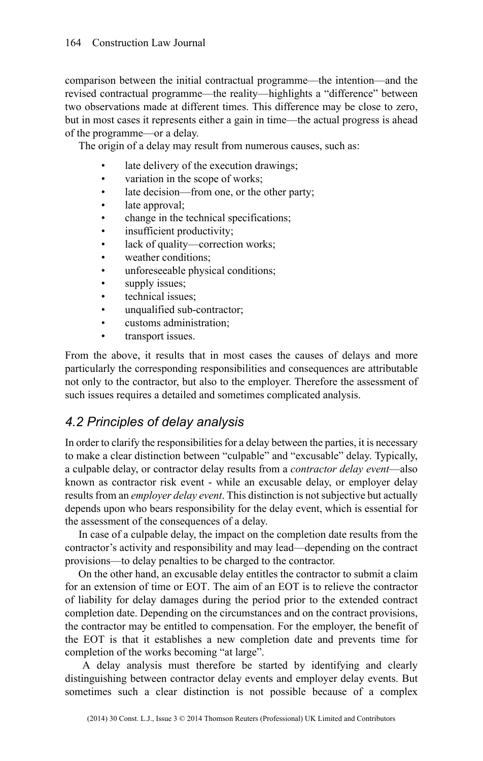comparison between the initial contractual programme—the intention—and the revised contractual programme—the reality—highlights a "difference" between two observations made at different times. This difference may be close to zero, but in most cases it represents either a gain in time—the actual progress is ahead of the programme—or a delay.

The origin of a delay may result from numerous causes, such as:

- late delivery of the execution drawings;
- variation in the scope of works;
- late decision—from one, or the other party;
- late approval;
- change in the technical specifications;
- insufficient productivity;
- lack of quality—correction works;
- weather conditions;
- unforeseeable physical conditions;
- supply issues;
- technical issues;
- unqualified sub-contractor;
- customs administration;
- transport issues.

From the above, it results that in most cases the causes of delays and more particularly the corresponding responsibilities and consequences are attributable not only to the contractor, but also to the employer. Therefore the assessment of such issues requires a detailed and sometimes complicated analysis.

## *4.2 Principles of delay analysis*

In order to clarify the responsibilities for a delay between the parties, it is necessary to make a clear distinction between "culpable" and "excusable" delay. Typically, a culpable delay, or contractor delay results from a *contractor delay event*—also known as contractor risk event - while an excusable delay, or employer delay results from an *employer delay event*. This distinction is not subjective but actually depends upon who bears responsibility for the delay event, which is essential for the assessment of the consequences of a delay.

In case of a culpable delay, the impact on the completion date results from the contractor's activity and responsibility and may lead—depending on the contract provisions—to delay penalties to be charged to the contractor.

On the other hand, an excusable delay entitles the contractor to submit a claim for an extension of time or EOT. The aim of an EOT is to relieve the contractor of liability for delay damages during the period prior to the extended contract completion date. Depending on the circumstances and on the contract provisions, the contractor may be entitled to compensation. For the employer, the benefit of the EOT is that it establishes a new completion date and prevents time for completion of the works becoming "at large".

A delay analysis must therefore be started by identifying and clearly distinguishing between contractor delay events and employer delay events. But sometimes such a clear distinction is not possible because of a complex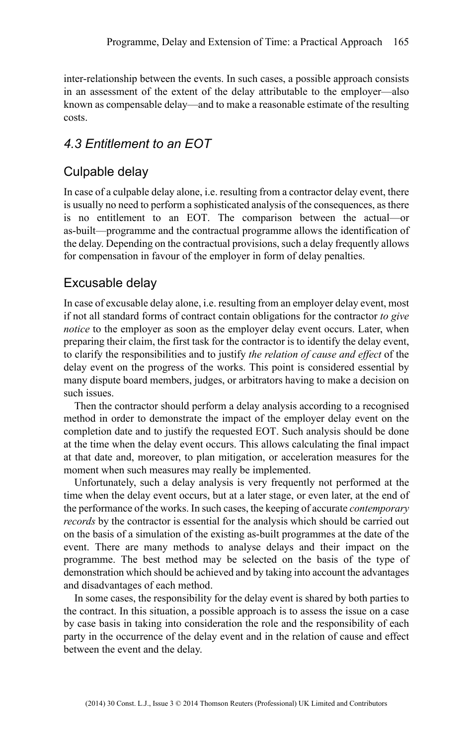inter-relationship between the events. In such cases, a possible approach consists in an assessment of the extent of the delay attributable to the employer—also known as compensable delay—and to make a reasonable estimate of the resulting costs.

### *4.3 Entitlement to an EOT*

#### Culpable delay

In case of a culpable delay alone, i.e. resulting from a contractor delay event, there is usually no need to perform a sophisticated analysis of the consequences, as there is no entitlement to an EOT. The comparison between the actual—or as-built—programme and the contractual programme allows the identification of the delay. Depending on the contractual provisions, such a delay frequently allows for compensation in favour of the employer in form of delay penalties.

#### Excusable delay

In case of excusable delay alone, i.e. resulting from an employer delay event, most if not all standard forms of contract contain obligations for the contractor *to give notice* to the employer as soon as the employer delay event occurs. Later, when preparing their claim, the first task for the contractor is to identify the delay event, to clarify the responsibilities and to justify *the relation of cause and effect* of the delay event on the progress of the works. This point is considered essential by many dispute board members, judges, or arbitrators having to make a decision on such issues.

Then the contractor should perform a delay analysis according to a recognised method in order to demonstrate the impact of the employer delay event on the completion date and to justify the requested EOT. Such analysis should be done at the time when the delay event occurs. This allows calculating the final impact at that date and, moreover, to plan mitigation, or acceleration measures for the moment when such measures may really be implemented.

Unfortunately, such a delay analysis is very frequently not performed at the time when the delay event occurs, but at a later stage, or even later, at the end of the performance of the works. In such cases, the keeping of accurate *contemporary records* by the contractor is essential for the analysis which should be carried out on the basis of a simulation of the existing as-built programmes at the date of the event. There are many methods to analyse delays and their impact on the programme. The best method may be selected on the basis of the type of demonstration which should be achieved and by taking into account the advantages and disadvantages of each method.

In some cases, the responsibility for the delay event is shared by both parties to the contract. In this situation, a possible approach is to assess the issue on a case by case basis in taking into consideration the role and the responsibility of each party in the occurrence of the delay event and in the relation of cause and effect between the event and the delay.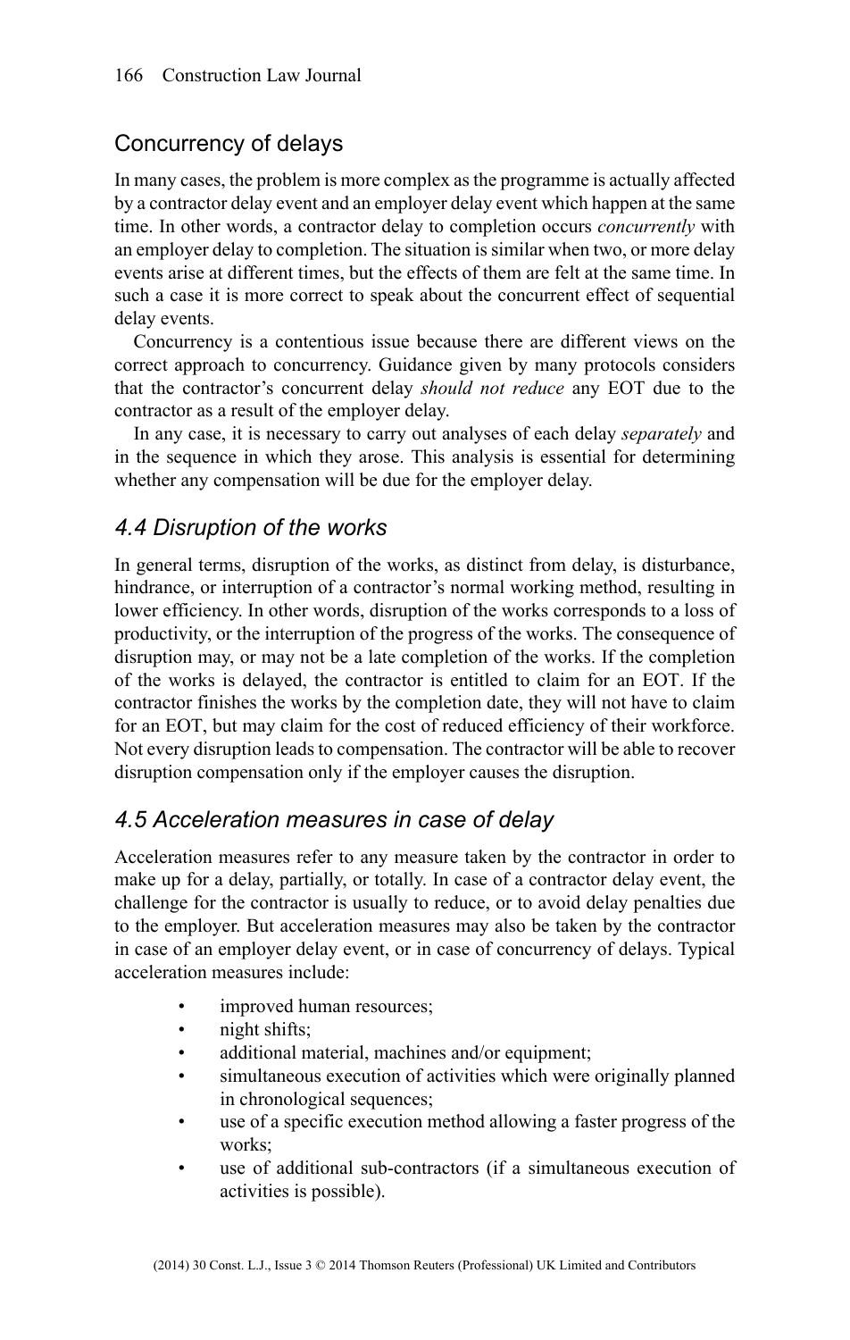## Concurrency of delays

In many cases, the problem is more complex as the programme is actually affected by a contractor delay event and an employer delay event which happen at the same time. In other words, a contractor delay to completion occurs *concurrently* with an employer delay to completion. The situation is similar when two, or more delay events arise at different times, but the effects of them are felt at the same time. In such a case it is more correct to speak about the concurrent effect of sequential delay events.

Concurrency is a contentious issue because there are different views on the correct approach to concurrency. Guidance given by many protocols considers that the contractor's concurrent delay *should not reduce* any EOT due to the contractor as a result of the employer delay.

In any case, it is necessary to carry out analyses of each delay *separately* and in the sequence in which they arose. This analysis is essential for determining whether any compensation will be due for the employer delay.

## *4.4 Disruption of the works*

In general terms, disruption of the works, as distinct from delay, is disturbance, hindrance, or interruption of a contractor's normal working method, resulting in lower efficiency. In other words, disruption of the works corresponds to a loss of productivity, or the interruption of the progress of the works. The consequence of disruption may, or may not be a late completion of the works. If the completion of the works is delayed, the contractor is entitled to claim for an EOT. If the contractor finishes the works by the completion date, they will not have to claim for an EOT, but may claim for the cost of reduced efficiency of their workforce. Not every disruption leads to compensation. The contractor will be able to recover disruption compensation only if the employer causes the disruption.

## *4.5 Acceleration measures in case of delay*

Acceleration measures refer to any measure taken by the contractor in order to make up for a delay, partially, or totally. In case of a contractor delay event, the challenge for the contractor is usually to reduce, or to avoid delay penalties due to the employer. But acceleration measures may also be taken by the contractor in case of an employer delay event, or in case of concurrency of delays. Typical acceleration measures include:

- improved human resources;
- night shifts;
- additional material, machines and/or equipment;
- simultaneous execution of activities which were originally planned in chronological sequences;
- use of a specific execution method allowing a faster progress of the works;
- use of additional sub-contractors (if a simultaneous execution of activities is possible).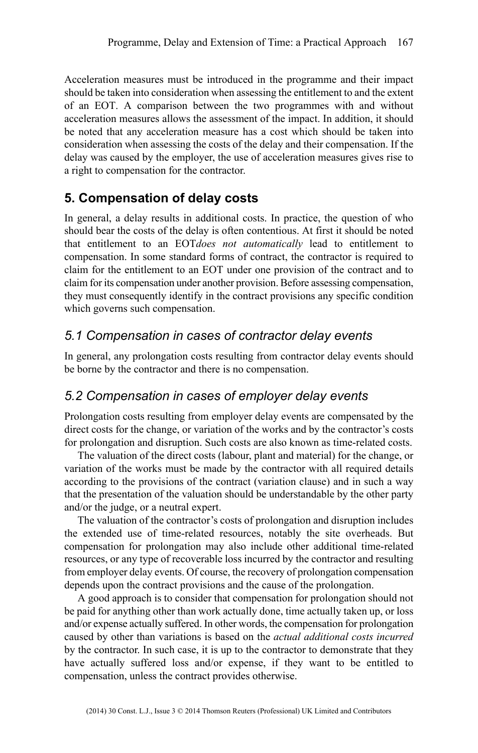Acceleration measures must be introduced in the programme and their impact should be taken into consideration when assessing the entitlement to and the extent of an EOT. A comparison between the two programmes with and without acceleration measures allows the assessment of the impact. In addition, it should be noted that any acceleration measure has a cost which should be taken into consideration when assessing the costs of the delay and their compensation. If the delay was caused by the employer, the use of acceleration measures gives rise to a right to compensation for the contractor.

## 5. Compensation of delay costs

In general, a delay results in additional costs. In practice, the question of who should bear the costs of the delay is often contentious. At first it should be noted that entitlement to an EOT*does not automatically* lead to entitlement to compensation. In some standard forms of contract, the contractor is required to claim for the entitlement to an EOT under one provision of the contract and to claim for its compensation under another provision. Before assessing compensation, they must consequently identify in the contract provisions any specific condition which governs such compensation.

### *5.1 Compensation in cases of contractor delay events*

In general, any prolongation costs resulting from contractor delay events should be borne by the contractor and there is no compensation.

### *5.2 Compensation in cases of employer delay events*

Prolongation costs resulting from employer delay events are compensated by the direct costs for the change, or variation of the works and by the contractor's costs for prolongation and disruption. Such costs are also known as time-related costs.

The valuation of the direct costs (labour, plant and material) for the change, or variation of the works must be made by the contractor with all required details according to the provisions of the contract (variation clause) and in such a way that the presentation of the valuation should be understandable by the other party and/or the judge, or a neutral expert.

The valuation of the contractor's costs of prolongation and disruption includes the extended use of time-related resources, notably the site overheads. But compensation for prolongation may also include other additional time-related resources, or any type of recoverable loss incurred by the contractor and resulting from employer delay events. Of course, the recovery of prolongation compensation depends upon the contract provisions and the cause of the prolongation.

A good approach is to consider that compensation for prolongation should not be paid for anything other than work actually done, time actually taken up, or loss and/or expense actually suffered. In other words, the compensation for prolongation caused by other than variations is based on the *actual additional costs incurred* by the contractor. In such case, it is up to the contractor to demonstrate that they have actually suffered loss and/or expense, if they want to be entitled to compensation, unless the contract provides otherwise.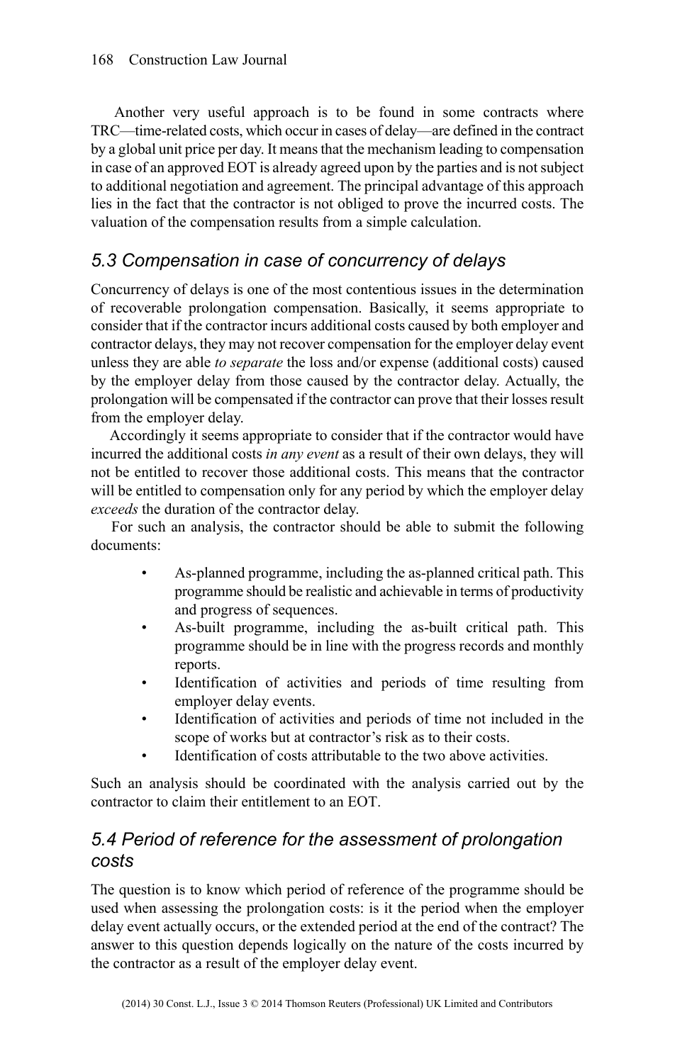Another very useful approach is to be found in some contracts where TRC—time-related costs, which occur in cases of delay—are defined in the contract by a global unit price per day. It means that the mechanism leading to compensation in case of an approved EOT is already agreed upon by the parties and is not subject to additional negotiation and agreement. The principal advantage of this approach lies in the fact that the contractor is not obliged to prove the incurred costs. The valuation of the compensation results from a simple calculation.

### *5.3 Compensation in case of concurrency of delays*

Concurrency of delays is one of the most contentious issues in the determination of recoverable prolongation compensation. Basically, it seems appropriate to consider that if the contractor incurs additional costs caused by both employer and contractor delays, they may not recover compensation for the employer delay event unless they are able *to separate* the loss and/or expense (additional costs) caused by the employer delay from those caused by the contractor delay. Actually, the prolongation will be compensated if the contractor can prove that their losses result from the employer delay.

Accordingly it seems appropriate to consider that if the contractor would have incurred the additional costs *in any event* as a result of their own delays, they will not be entitled to recover those additional costs. This means that the contractor will be entitled to compensation only for any period by which the employer delay *exceeds* the duration of the contractor delay.

For such an analysis, the contractor should be able to submit the following documents:

- As-planned programme, including the as-planned critical path. This programme should be realistic and achievable in terms of productivity and progress of sequences.
- As-built programme, including the as-built critical path. This programme should be in line with the progress records and monthly reports.
- Identification of activities and periods of time resulting from employer delay events.
- Identification of activities and periods of time not included in the scope of works but at contractor's risk as to their costs.
- Identification of costs attributable to the two above activities.

Such an analysis should be coordinated with the analysis carried out by the contractor to claim their entitlement to an EOT.

### *5.4 Period of reference for the assessment of prolongation costs*

The question is to know which period of reference of the programme should be used when assessing the prolongation costs: is it the period when the employer delay event actually occurs, or the extended period at the end of the contract? The answer to this question depends logically on the nature of the costs incurred by the contractor as a result of the employer delay event.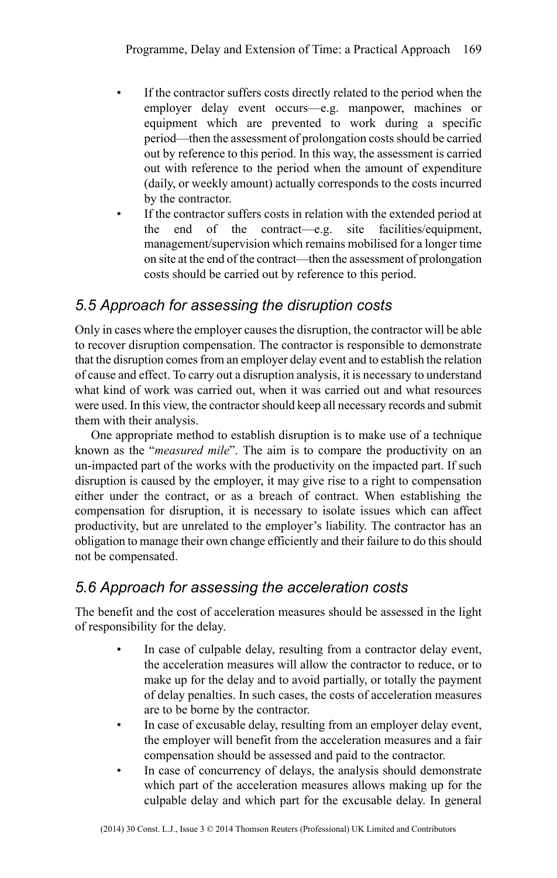- If the contractor suffers costs directly related to the period when the employer delay event occurs—e.g. manpower, machines or equipment which are prevented to work during a specific period—then the assessment of prolongation costs should be carried out by reference to this period. In this way, the assessment is carried out with reference to the period when the amount of expenditure (daily, or weekly amount) actually corresponds to the costs incurred by the contractor.
- If the contractor suffers costs in relation with the extended period at the end of the contract—e.g. site facilities/equipment, management/supervision which remains mobilised for a longer time on site at the end of the contract—then the assessment of prolongation costs should be carried out by reference to this period.

## *5.5 Approach for assessing the disruption costs*

Only in cases where the employer causes the disruption, the contractor will be able to recover disruption compensation. The contractor is responsible to demonstrate that the disruption comes from an employer delay event and to establish the relation of cause and effect. To carry out a disruption analysis, it is necessary to understand what kind of work was carried out, when it was carried out and what resources were used. In this view, the contractor should keep all necessary records and submit them with their analysis.

One appropriate method to establish disruption is to make use of a technique known as the "*measured mile*". The aim is to compare the productivity on an un-impacted part of the works with the productivity on the impacted part. If such disruption is caused by the employer, it may give rise to a right to compensation either under the contract, or as a breach of contract. When establishing the compensation for disruption, it is necessary to isolate issues which can affect productivity, but are unrelated to the employer's liability. The contractor has an obligation to manage their own change efficiently and their failure to do this should not be compensated.

## *5.6 Approach for assessing the acceleration costs*

The benefit and the cost of acceleration measures should be assessed in the light of responsibility for the delay.

- In case of culpable delay, resulting from a contractor delay event, the acceleration measures will allow the contractor to reduce, or to make up for the delay and to avoid partially, or totally the payment of delay penalties. In such cases, the costs of acceleration measures are to be borne by the contractor.
- In case of excusable delay, resulting from an employer delay event, the employer will benefit from the acceleration measures and a fair compensation should be assessed and paid to the contractor.
- In case of concurrency of delays, the analysis should demonstrate which part of the acceleration measures allows making up for the culpable delay and which part for the excusable delay. In general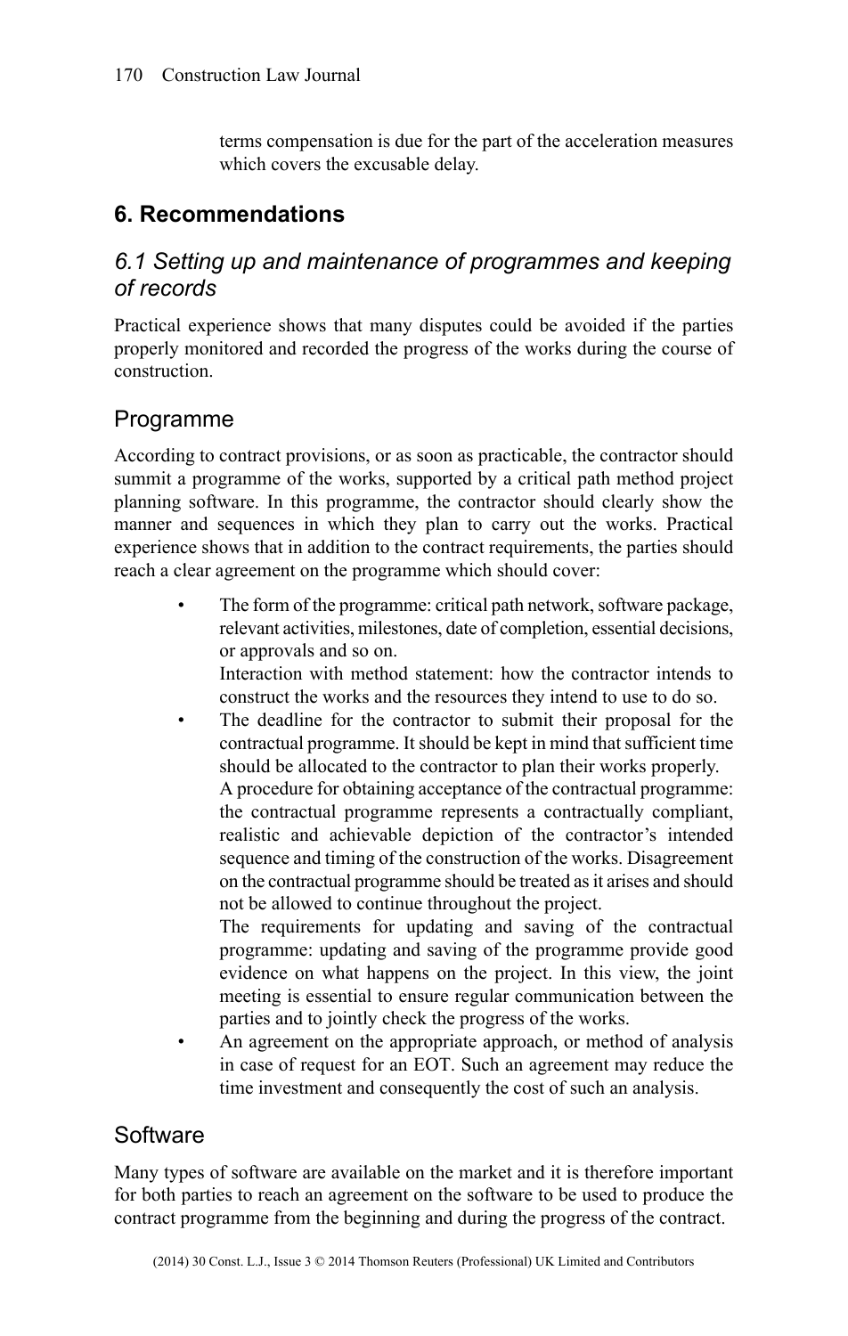terms compensation is due for the part of the acceleration measures which covers the excusable delay.

## 6. Recommendations

### *6.1 Setting up and maintenance of programmes and keeping of records*

Practical experience shows that many disputes could be avoided if the parties properly monitored and recorded the progress of the works during the course of construction.

### Programme

According to contract provisions, or as soon as practicable, the contractor should summit a programme of the works, supported by a critical path method project planning software. In this programme, the contractor should clearly show the manner and sequences in which they plan to carry out the works. Practical experience shows that in addition to the contract requirements, the parties should reach a clear agreement on the programme which should cover:

- The form of the programme: critical path network, software package, relevant activities, milestones, date of completion, essential decisions, or approvals and so on.
  Interaction with method statement: how the contractor intends to construct the works and the resources they intend to use to do so.
- The deadline for the contractor to submit their proposal for the contractual programme. It should be kept in mind that sufficient time should be allocated to the contractor to plan their works properly.
  A procedure for obtaining acceptance of the contractual programme: the contractual programme represents a contractually compliant, realistic and achievable depiction of the contractor's intended sequence and timing of the construction of the works. Disagreement on the contractual programme should be treated as it arises and should not be allowed to continue throughout the project.
  The requirements for updating and saving of the contractual programme: updating and saving of the programme provide good evidence on what happens on the project. In this view, the joint meeting is essential to ensure regular communication between the parties and to jointly check the progress of the works.
- An agreement on the appropriate approach, or method of analysis in case of request for an EOT. Such an agreement may reduce the time investment and consequently the cost of such an analysis.

### Software

Many types of software are available on the market and it is therefore important for both parties to reach an agreement on the software to be used to produce the contract programme from the beginning and during the progress of the contract.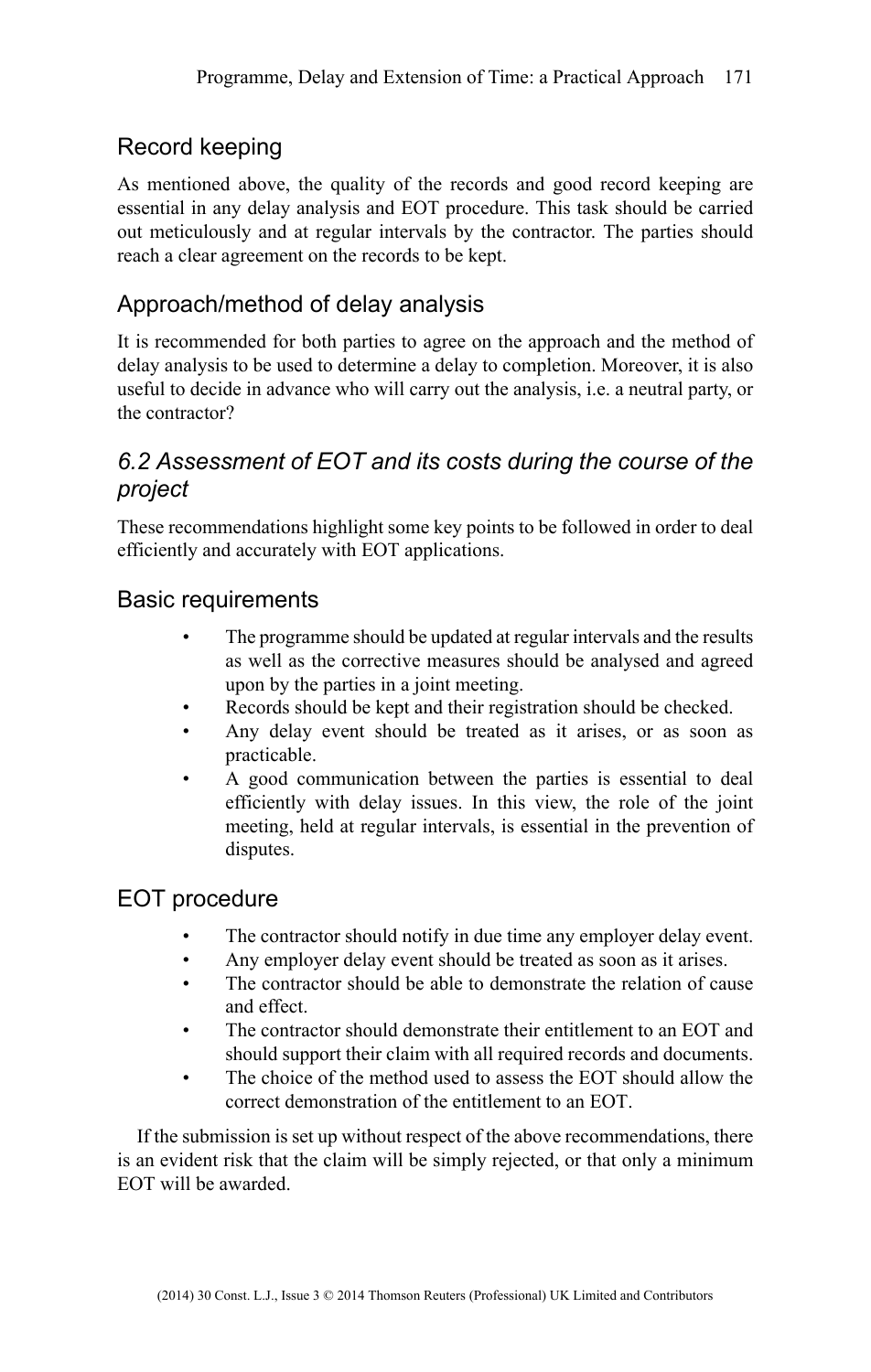### Record keeping

As mentioned above, the quality of the records and good record keeping are essential in any delay analysis and EOT procedure. This task should be carried out meticulously and at regular intervals by the contractor. The parties should reach a clear agreement on the records to be kept.

### Approach/method of delay analysis

It is recommended for both parties to agree on the approach and the method of delay analysis to be used to determine a delay to completion. Moreover, it is also useful to decide in advance who will carry out the analysis, i.e. a neutral party, or the contractor?

## *6.2 Assessment of EOT and its costs during the course of the project*

These recommendations highlight some key points to be followed in order to deal efficiently and accurately with EOT applications.

### Basic requirements

- The programme should be updated at regular intervals and the results as well as the corrective measures should be analysed and agreed upon by the parties in a joint meeting.
- Records should be kept and their registration should be checked.
- Any delay event should be treated as it arises, or as soon as practicable.
- A good communication between the parties is essential to deal efficiently with delay issues. In this view, the role of the joint meeting, held at regular intervals, is essential in the prevention of disputes.

### EOT procedure

- The contractor should notify in due time any employer delay event.
- Any employer delay event should be treated as soon as it arises.
- The contractor should be able to demonstrate the relation of cause and effect.
- The contractor should demonstrate their entitlement to an EOT and should support their claim with all required records and documents.
- The choice of the method used to assess the EOT should allow the correct demonstration of the entitlement to an EOT.

If the submission is set up without respect of the above recommendations, there is an evident risk that the claim will be simply rejected, or that only a minimum EOT will be awarded.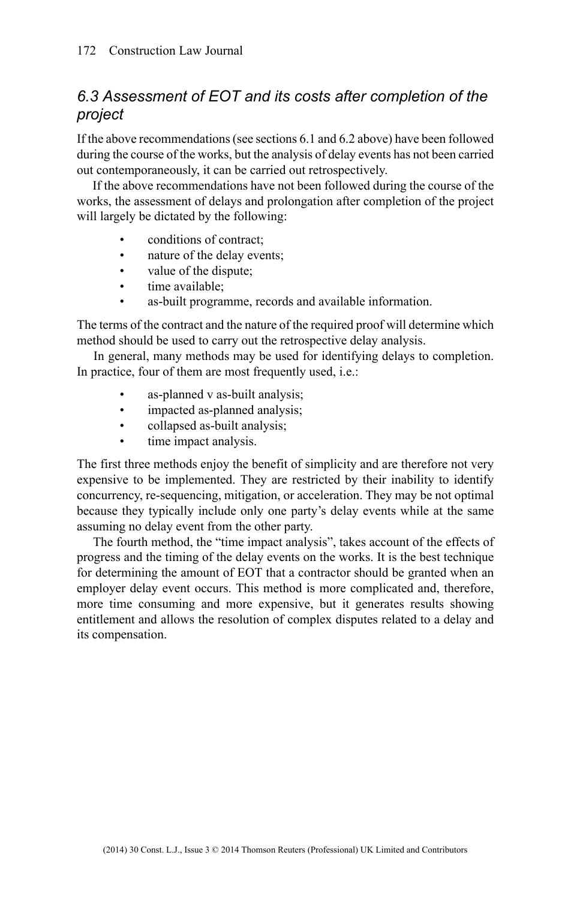### *6.3 Assessment of EOT and its costs after completion of the project*

If the above recommendations (see sections 6.1 and 6.2 above) have been followed during the course of the works, but the analysis of delay events has not been carried out contemporaneously, it can be carried out retrospectively.

If the above recommendations have not been followed during the course of the works, the assessment of delays and prolongation after completion of the project will largely be dictated by the following:

- conditions of contract;
- nature of the delay events;
- value of the dispute;
- time available;
- as-built programme, records and available information.

The terms of the contract and the nature of the required proof will determine which method should be used to carry out the retrospective delay analysis.

In general, many methods may be used for identifying delays to completion. In practice, four of them are most frequently used, i.e.:

- as-planned v as-built analysis;
- impacted as-planned analysis;
- collapsed as-built analysis;
- time impact analysis.

The first three methods enjoy the benefit of simplicity and are therefore not very expensive to be implemented. They are restricted by their inability to identify concurrency, re-sequencing, mitigation, or acceleration. They may be not optimal because they typically include only one party's delay events while at the same assuming no delay event from the other party.

The fourth method, the "time impact analysis", takes account of the effects of progress and the timing of the delay events on the works. It is the best technique for determining the amount of EOT that a contractor should be granted when an employer delay event occurs. This method is more complicated and, therefore, more time consuming and more expensive, but it generates results showing entitlement and allows the resolution of complex disputes related to a delay and its compensation.